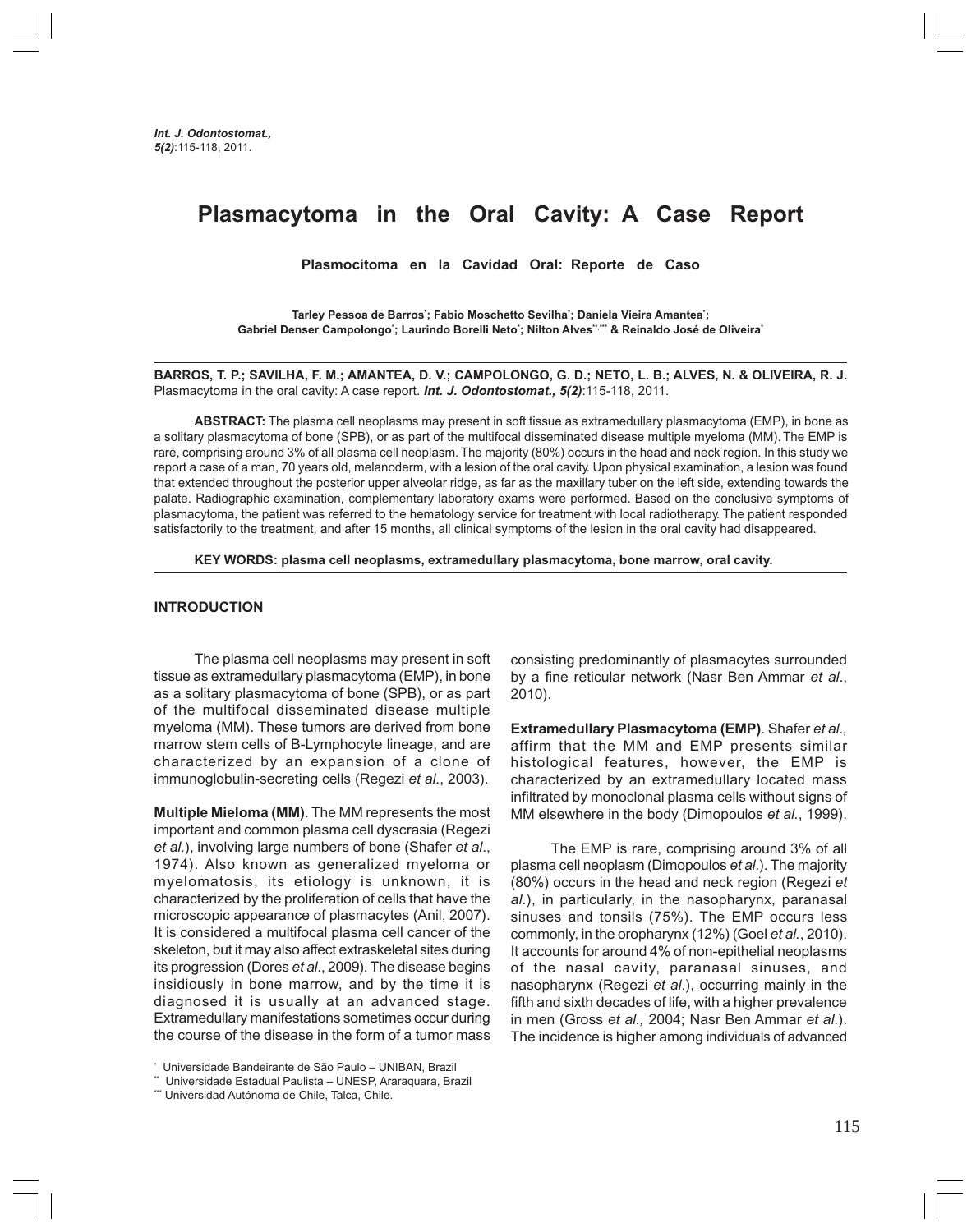# Plasmacytoma in the Oral Cavity: A Case Report

## Plasmocitoma en la Cavidad Oral: Reporte de Caso

**Tarley Pessoa de Barros[*]; Fabio Moschetto Sevilha[*]; Daniela Vieira Amantea[*]; Gabriel Denser Campolongo[*]; Laurindo Borelli Neto[*]; Nilton Alves[**,***] & Reinaldo José de Oliveira[*]**

**BARROS, T. P.; SAVILHA, F. M.; AMANTEA, D. V.; CAMPOLONGO, G. D.; NETO, L. B.; ALVES, N. & OLIVEIRA, R. J.** Plasmacytoma in the oral cavity: A case report. ***Int. J. Odontostomat., 5(2)***:115-118, 2011.

**ABSTRACT:** The plasma cell neoplasms may present in soft tissue as extramedullary plasmacytoma (EMP), in bone as a solitary plasmacytoma of bone (SPB), or as part of the multifocal disseminated disease multiple myeloma (MM). The EMP is rare, comprising around 3% of all plasma cell neoplasm. The majority (80%) occurs in the head and neck region. In this study we report a case of a man, 70 years old, melanoderm, with a lesion of the oral cavity. Upon physical examination, a lesion was found that extended throughout the posterior upper alveolar ridge, as far as the maxillary tuber on the left side, extending towards the palate. Radiographic examination, complementary laboratory exams were performed. Based on the conclusive symptoms of plasmacytoma, the patient was referred to the hematology service for treatment with local radiotherapy. The patient responded satisfactorily to the treatment, and after 15 months, all clinical symptoms of the lesion in the oral cavity had disappeared.

**KEY WORDS: plasma cell neoplasms, extramedullary plasmacytoma, bone marrow, oral cavity.**

## INTRODUCTION

The plasma cell neoplasms may present in soft tissue as extramedullary plasmacytoma (EMP), in bone as a solitary plasmacytoma of bone (SPB), or as part of the multifocal disseminated disease multiple myeloma (MM). These tumors are derived from bone marrow stem cells of B-Lymphocyte lineage, and are characterized by an expansion of a clone of immunoglobulin-secreting cells (Regezi *et al*., 2003).

**Multiple Mieloma (MM)**. The MM represents the most important and common plasma cell dyscrasia (Regezi *et al*.), involving large numbers of bone (Shafer *et al*., 1974). Also known as generalized myeloma or myelomatosis, its etiology is unknown, it is characterized by the proliferation of cells that have the microscopic appearance of plasmacytes (Anil, 2007). It is considered a multifocal plasma cell cancer of the skeleton, but it may also affect extraskeletal sites during its progression (Dores *et al*., 2009). The disease begins insidiously in bone marrow, and by the time it is diagnosed it is usually at an advanced stage. Extramedullary manifestations sometimes occur during the course of the disease in the form of a tumor mass consisting predominantly of plasmacytes surrounded by a fine reticular network (Nasr Ben Ammar *et al*., 2010).

**Extramedullary Plasmacytoma (EMP)**. Shafer *et al.,* affirm that the MM and EMP presents similar histological features, however, the EMP is characterized by an extramedullary located mass infiltrated by monoclonal plasma cells without signs of MM elsewhere in the body (Dimopoulos *et al*., 1999).

The EMP is rare, comprising around 3% of all plasma cell neoplasm (Dimopoulos *et al*.). The majority (80%) occurs in the head and neck region (Regezi *et al*.), in particularly, in the nasopharynx, paranasal sinuses and tonsils (75%). The EMP occurs less commonly, in the oropharynx (12%) (Goel *et al*., 2010). It accounts for around 4% of non-epithelial neoplasms of the nasal cavity, paranasal sinuses, and nasopharynx (Regezi *et al*.), occurring mainly in the fifth and sixth decades of life, with a higher prevalence in men (Gross *et al.,* 2004; Nasr Ben Ammar *et al*.). The incidence is higher among individuals of advanced

[*] Universidade Bandeirante de São Paulo – UNIBAN, Brazil

[**] Universidade Estadual Paulista – UNESP, Araraquara, Brazil

[***] Universidad Autónoma de Chile, Talca, Chile.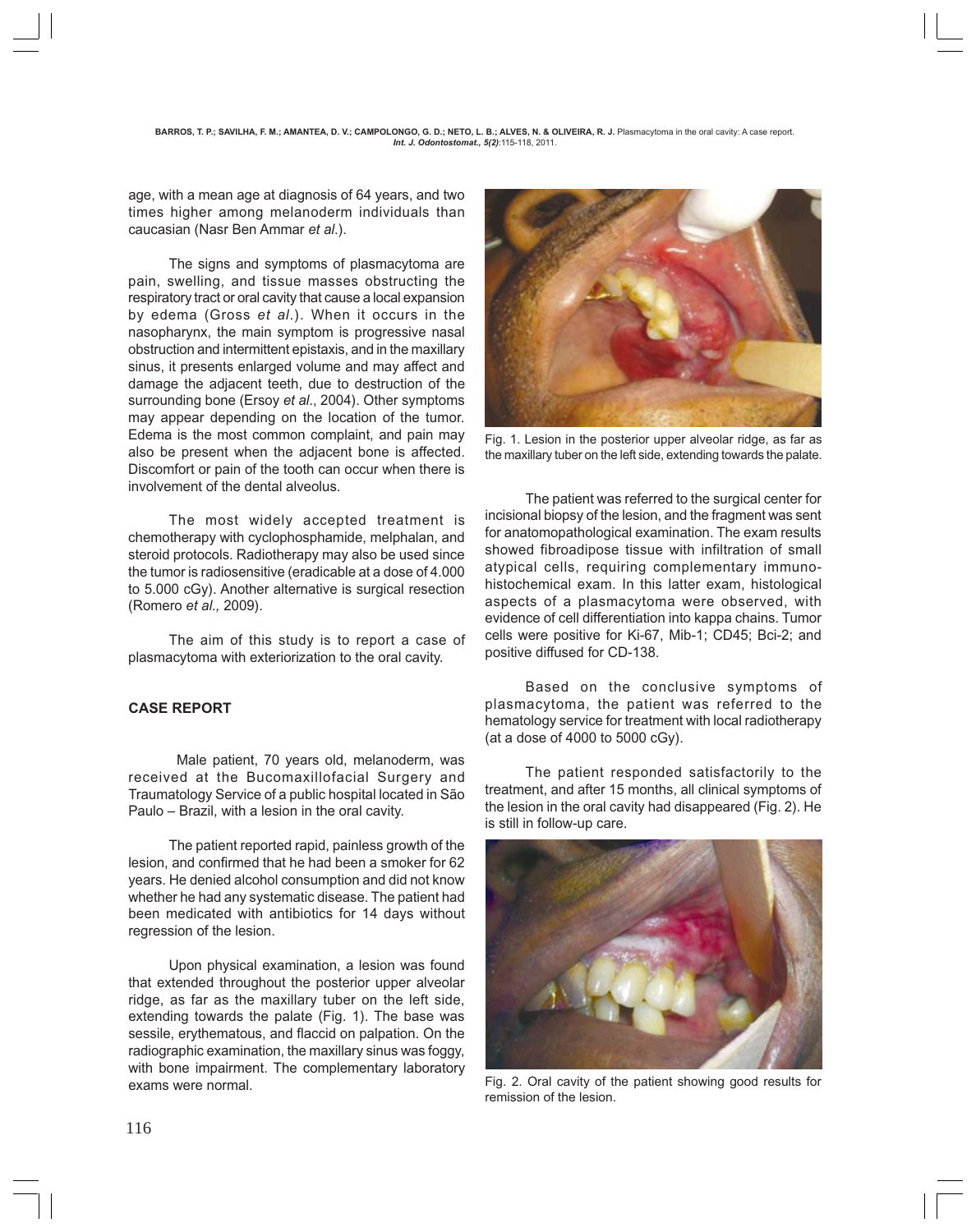age, with a mean age at diagnosis of 64 years, and two times higher among melanoderm individuals than caucasian (Nasr Ben Ammar *et al*.).

The signs and symptoms of plasmacytoma are pain, swelling, and tissue masses obstructing the respiratory tract or oral cavity that cause a local expansion by edema (Gross *et al*.). When it occurs in the nasopharynx, the main symptom is progressive nasal obstruction and intermittent epistaxis, and in the maxillary sinus, it presents enlarged volume and may affect and damage the adjacent teeth, due to destruction of the surrounding bone (Ersoy *et al*., 2004). Other symptoms may appear depending on the location of the tumor. Edema is the most common complaint, and pain may also be present when the adjacent bone is affected. Discomfort or pain of the tooth can occur when there is involvement of the dental alveolus.

The most widely accepted treatment is chemotherapy with cyclophosphamide, melphalan, and steroid protocols. Radiotherapy may also be used since the tumor is radiosensitive (eradicable at a dose of 4.000 to 5.000 cGy). Another alternative is surgical resection (Romero *et al.,* 2009).

The aim of this study is to report a case of plasmacytoma with exteriorization to the oral cavity.

## CASE REPORT

Male patient, 70 years old, melanoderm, was received at the Bucomaxillofacial Surgery and Traumatology Service of a public hospital located in São Paulo – Brazil, with a lesion in the oral cavity.

The patient reported rapid, painless growth of the lesion, and confirmed that he had been a smoker for 62 years. He denied alcohol consumption and did not know whether he had any systematic disease. The patient had been medicated with antibiotics for 14 days without regression of the lesion.

Upon physical examination, a lesion was found that extended throughout the posterior upper alveolar ridge, as far as the maxillary tuber on the left side, extending towards the palate (Fig. 1). The base was sessile, erythematous, and flaccid on palpation. On the radiographic examination, the maxillary sinus was foggy, with bone impairment. The complementary laboratory exams were normal.

Fig. 1. Lesion in the posterior upper alveolar ridge, as far as the maxillary tuber on the left side, extending towards the palate.

The patient was referred to the surgical center for incisional biopsy of the lesion, and the fragment was sent for anatomopathological examination. The exam results showed fibroadipose tissue with infiltration of small atypical cells, requiring complementary immuno-histochemical exam. In this latter exam, histological aspects of a plasmacytoma were observed, with evidence of cell differentiation into kappa chains. Tumor cells were positive for Ki-67, Mib-1; CD45; Bci-2; and positive diffused for CD-138.

Based on the conclusive symptoms of plasmacytoma, the patient was referred to the hematology service for treatment with local radiotherapy (at a dose of 4000 to 5000 cGy).

The patient responded satisfactorily to the treatment, and after 15 months, all clinical symptoms of the lesion in the oral cavity had disappeared (Fig. 2). He is still in follow-up care.

Fig. 2. Oral cavity of the patient showing good results for remission of the lesion.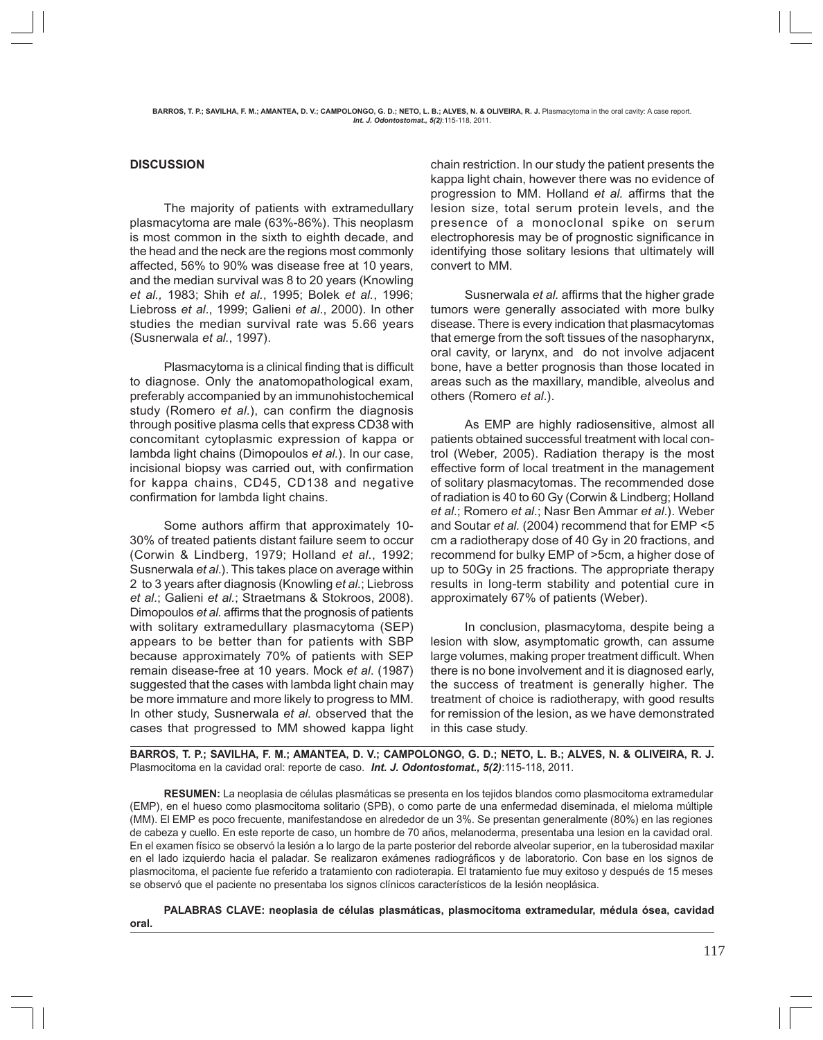## DISCUSSION

The majority of patients with extramedullary plasmacytoma are male (63%-86%). This neoplasm is most common in the sixth to eighth decade, and the head and the neck are the regions most commonly affected, 56% to 90% was disease free at 10 years, and the median survival was 8 to 20 years (Knowling *et al.,* 1983; Shih *et al*., 1995; Bolek *et al*., 1996; Liebross *et al*., 1999; Galieni *et al*., 2000). In other studies the median survival rate was 5.66 years (Susnerwala *et al*., 1997).

Plasmacytoma is a clinical finding that is difficult to diagnose. Only the anatomopathological exam, preferably accompanied by an immunohistochemical study (Romero *et al.*), can confirm the diagnosis through positive plasma cells that express CD38 with concomitant cytoplasmic expression of kappa or lambda light chains (Dimopoulos *et al.*). In our case, incisional biopsy was carried out, with confirmation for kappa chains, CD45, CD138 and negative confirmation for lambda light chains.

Some authors affirm that approximately 10-30% of treated patients distant failure seem to occur (Corwin & Lindberg, 1979; Holland *et al*., 1992; Susnerwala *et al*.). This takes place on average within 2 to 3 years after diagnosis (Knowling *et al*.; Liebross *et al*.; Galieni *et al.*; Straetmans & Stokroos, 2008). Dimopoulos *et al.* affirms that the prognosis of patients with solitary extramedullary plasmacytoma (SEP) appears to be better than for patients with SBP because approximately 70% of patients with SEP remain disease-free at 10 years. Mock *et al*. (1987) suggested that the cases with lambda light chain may be more immature and more likely to progress to MM. In other study, Susnerwala *et al.* observed that the cases that progressed to MM showed kappa light chain restriction. In our study the patient presents the kappa light chain, however there was no evidence of progression to MM. Holland *et al.* affirms that the lesion size, total serum protein levels, and the presence of a monoclonal spike on serum electrophoresis may be of prognostic significance in identifying those solitary lesions that ultimately will convert to MM.

Susnerwala *et al.* affirms that the higher grade tumors were generally associated with more bulky disease. There is every indication that plasmacytomas that emerge from the soft tissues of the nasopharynx, oral cavity, or larynx, and do not involve adjacent bone, have a better prognosis than those located in areas such as the maxillary, mandible, alveolus and others (Romero *et al*.).

As EMP are highly radiosensitive, almost all patients obtained successful treatment with local control (Weber, 2005). Radiation therapy is the most effective form of local treatment in the management of solitary plasmacytomas. The recommended dose of radiation is 40 to 60 Gy (Corwin & Lindberg; Holland *et al*.; Romero *et al*.; Nasr Ben Ammar *et al*.). Weber and Soutar *et al.* (2004) recommend that for EMP <5 cm a radiotherapy dose of 40 Gy in 20 fractions, and recommend for bulky EMP of >5cm, a higher dose of up to 50Gy in 25 fractions. The appropriate therapy results in long-term stability and potential cure in approximately 67% of patients (Weber).

In conclusion, plasmacytoma, despite being a lesion with slow, asymptomatic growth, can assume large volumes, making proper treatment difficult. When there is no bone involvement and it is diagnosed early, the success of treatment is generally higher. The treatment of choice is radiotherapy, with good results for remission of the lesion, as we have demonstrated in this case study.

---

**BARROS, T. P.; SAVILHA, F. M.; AMANTEA, D. V.; CAMPOLONGO, G. D.; NETO, L. B.; ALVES, N. & OLIVEIRA, R. J.** Plasmocitoma en la cavidad oral: reporte de caso. ***Int. J. Odontostomat., 5(2)***:115-118, 2011.

**RESUMEN:** La neoplasia de células plasmáticas se presenta en los tejidos blandos como plasmocitoma extramedular (EMP), en el hueso como plasmocitoma solitario (SPB), o como parte de una enfermedad diseminada, el mieloma múltiple (MM). El EMP es poco frecuente, manifestandose en alrededor de un 3%. Se presentan generalmente (80%) en las regiones de cabeza y cuello. En este reporte de caso, un hombre de 70 años, melanoderma, presentaba una lesion en la cavidad oral. En el examen físico se observó la lesión a lo largo de la parte posterior del reborde alveolar superior, en la tuberosidad maxilar en el lado izquierdo hacia el paladar. Se realizaron exámenes radiográficos y de laboratorio. Con base en los signos de plasmocitoma, el paciente fue referido a tratamiento con radioterapia. El tratamiento fue muy exitoso y después de 15 meses se observó que el paciente no presentaba los signos clínicos característicos de la lesión neoplásica.

**PALABRAS CLAVE: neoplasia de células plasmáticas, plasmocitoma extramedular, médula ósea, cavidad oral.**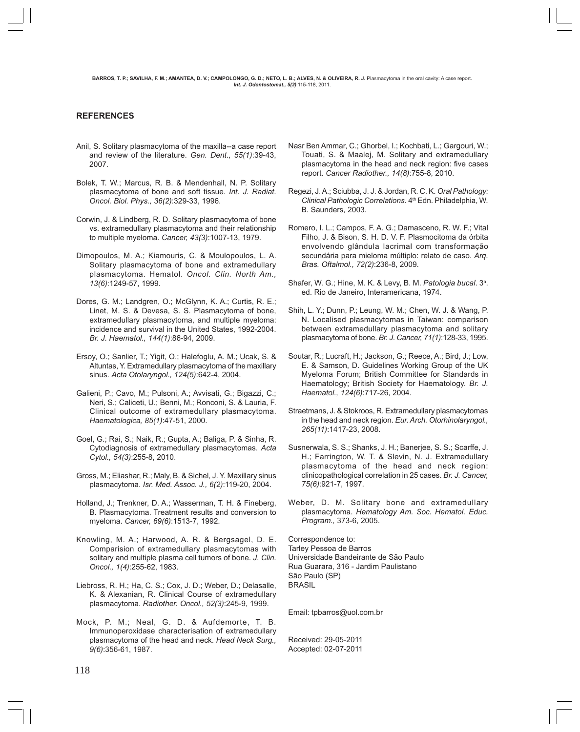## REFERENCES

Anil, S. Solitary plasmacytoma of the maxilla--a case report and review of the literature. *Gen. Dent., 55(1)*:39-43, 2007.

Bolek, T. W.; Marcus, R. B. & Mendenhall, N. P. Solitary plasmacytoma of bone and soft tissue. *Int. J. Radiat. Oncol. Biol. Phys., 36(2)*:329-33, 1996.

Corwin, J. & Lindberg, R. D. Solitary plasmacytoma of bone vs. extramedullary plasmacytoma and their relationship to multiple myeloma. *Cancer, 43(3)*:1007-13, 1979.

Dimopoulos, M. A.; Kiamouris, C. & Moulopoulos, L. A. Solitary plasmacytoma of bone and extramedullary plasmacytoma. Hematol. *Oncol. Clin. North Am., 13(6)*:1249-57, 1999.

Dores, G. M.; Landgren, O.; McGlynn, K. A.; Curtis, R. E.; Linet, M. S. & Devesa, S. S. Plasmacytoma of bone, extramedullary plasmacytoma, and multiple myeloma: incidence and survival in the United States, 1992-2004. *Br. J. Haematol., 144(1)*:86-94, 2009.

Ersoy, O.; Sanlier, T.; Yigit, O.; Halefoglu, A. M.; Ucak, S. & Altuntas, Y. Extramedullary plasmacytoma of the maxillary sinus. *Acta Otolaryngol., 124(5)*:642-4, 2004.

Galieni, P.; Cavo, M.; Pulsoni, A.; Avvisati, G.; Bigazzi, C.; Neri, S.; Caliceti, U.; Benni, M.; Ronconi, S. & Lauria, F. Clinical outcome of extramedullary plasmacytoma. *Haematologica, 85(1)*:47-51, 2000.

Goel, G.; Rai, S.; Naik, R.; Gupta, A.; Baliga, P. & Sinha, R. Cytodiagnosis of extramedullary plasmacytomas. *Acta Cytol., 54(3)*:255-8, 2010.

Gross, M.; Eliashar, R.; Maly, B. & Sichel, J. Y. Maxillary sinus plasmacytoma. *Isr. Med. Assoc. J., 6(2)*:119-20, 2004.

Holland, J.; Trenkner, D. A.; Wasserman, T. H. & Fineberg, B. Plasmacytoma. Treatment results and conversion to myeloma. *Cancer, 69(6)*:1513-7, 1992.

Knowling, M. A.; Harwood, A. R. & Bergsagel, D. E. Comparision of extramedullary plasmacytomas with solitary and multiple plasma cell tumors of bone. *J. Clin. Oncol., 1(4)*:255-62, 1983.

Liebross, R. H.; Ha, C. S.; Cox, J. D.; Weber, D.; Delasalle, K. & Alexanian, R. Clinical Course of extramedullary plasmacytoma. *Radiother. Oncol., 52(3)*:245-9, 1999.

Mock, P. M.; Neal, G. D. & Aufdemorte, T. B. Immunoperoxidase characterisation of extramedullary plasmacytoma of the head and neck. *Head Neck Surg., 9(6)*:356-61, 1987.

Nasr Ben Ammar, C.; Ghorbel, I.; Kochbati, L.; Gargouri, W.; Touati, S. & Maalej, M. Solitary and extramedullary plasmacytoma in the head and neck region: five cases report. *Cancer Radiother., 14(8)*:755-8, 2010.

Regezi, J. A.; Sciubba, J. J. & Jordan, R. C. K. *Oral Pathology: Clinical Pathologic Correlations.* 4th Edn. Philadelphia, W. B. Saunders, 2003.

Romero, I. L.; Campos, F. A. G.; Damasceno, R. W. F.; Vital Filho, J. & Bison, S. H. D. V. F. Plasmocitoma da órbita envolvendo glândula lacrimal com transformação secundária para mieloma múltiplo: relato de caso. *Arq. Bras. Oftalmol., 72(2)*:236-8, 2009.

Shafer, W. G.; Hine, M. K. & Levy, B. M. *Patologia bucal*. 3ª. ed. Rio de Janeiro, Interamericana, 1974.

Shih, L. Y.; Dunn, P.; Leung, W. M.; Chen, W. J. & Wang, P. N. Localised plasmacytomas in Taiwan: comparison between extramedullary plasmacytoma and solitary plasmacytoma of bone. *Br. J. Cancer, 71(1)*:128-33, 1995.

Soutar, R.; Lucraft, H.; Jackson, G.; Reece, A.; Bird, J.; Low, E. & Samson, D. Guidelines Working Group of the UK Myeloma Forum; British Committee for Standards in Haematology; British Society for Haematology. *Br. J. Haematol., 124(6)*:717-26, 2004.

Straetmans, J. & Stokroos, R. Extramedullary plasmacytomas in the head and neck region. *Eur. Arch. Otorhinolaryngol., 265(11)*:1417-23, 2008.

Susnerwala, S. S.; Shanks, J. H.; Banerjee, S. S.; Scarffe, J. H.; Farrington, W. T. & Slevin, N. J. Extramedullary plasmacytoma of the head and neck region: clinicopathological correlation in 25 cases. *Br. J. Cancer, 75(6)*:921-7, 1997.

Weber, D. M. Solitary bone and extramedullary plasmacytoma. *Hematology Am. Soc. Hematol. Educ. Program.,* 373-6, 2005.

Correspondence to:
Tarley Pessoa de Barros
Universidade Bandeirante de São Paulo
Rua Guarara, 316 - Jardim Paulistano
São Paulo (SP)
BRASIL

Email: tpbarros@uol.com.br

Received: 29-05-2011
Accepted: 02-07-2011